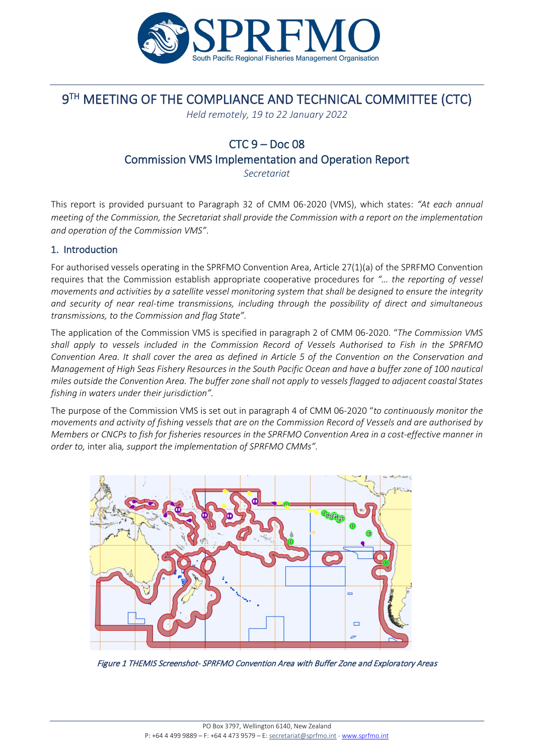# 9TH MEETING OF THE COMPLIANCE AND TECHNICAL COMMITTEE (CTC)

*Held remotely, 19 to 22 January 2022*

## CTC 9 – Doc 08
## Commission VMS Implementation and Operation Report

*Secretariat*

This report is provided pursuant to Paragraph 32 of CMM 06-2020 (VMS), which states: *"At each annual meeting of the Commission, the Secretariat shall provide the Commission with a report on the implementation and operation of the Commission VMS"*.

### 1. Introduction

For authorised vessels operating in the SPRFMO Convention Area, Article 27(1)(a) of the SPRFMO Convention requires that the Commission establish appropriate cooperative procedures for *"… the reporting of vessel movements and activities by a satellite vessel monitoring system that shall be designed to ensure the integrity and security of near real-time transmissions, including through the possibility of direct and simultaneous transmissions, to the Commission and flag State".*

The application of the Commission VMS is specified in paragraph 2 of CMM 06-2020. "*The Commission VMS shall apply to vessels included in the Commission Record of Vessels Authorised to Fish in the SPRFMO Convention Area. It shall cover the area as defined in Article 5 of the Convention on the Conservation and Management of High Seas Fishery Resources in the South Pacific Ocean and have a buffer zone of 100 nautical miles outside the Convention Area. The buffer zone shall not apply to vessels flagged to adjacent coastal States fishing in waters under their jurisdiction".*

The purpose of the Commission VMS is set out in paragraph 4 of CMM 06-2020 "*to continuously monitor the movements and activity of fishing vessels that are on the Commission Record of Vessels and are authorised by Members or CNCPs to fish for fisheries resources in the SPRFMO Convention Area in a cost-effective manner in order to,* inter alia*, support the implementation of SPRFMO CMMs".*

*Figure 1 THEMIS Screenshot- SPRFMO Convention Area with Buffer Zone and Exploratory Areas*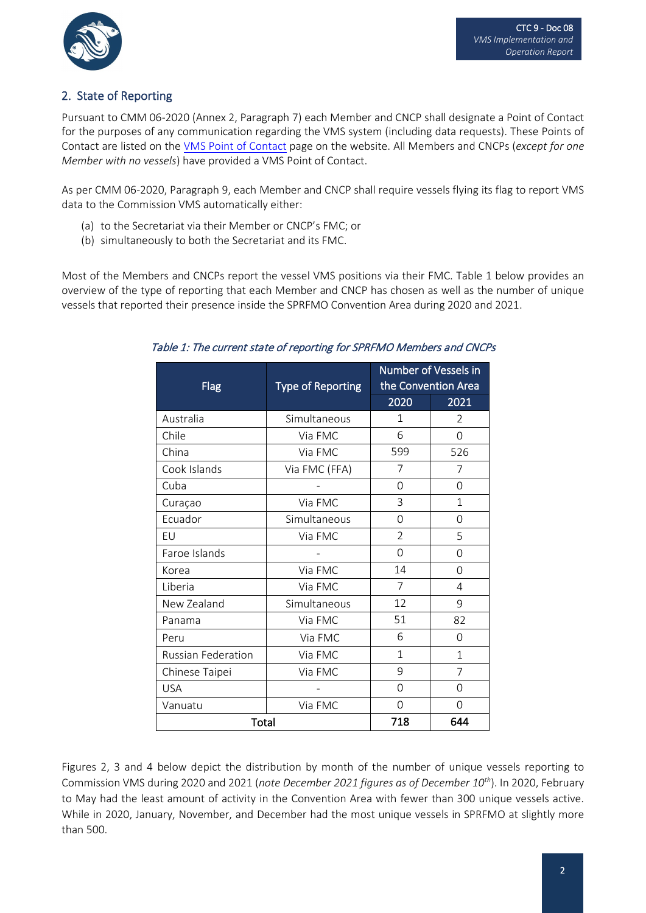## 2. State of Reporting

Pursuant to CMM 06-2020 (Annex 2, Paragraph 7) each Member and CNCP shall designate a Point of Contact for the purposes of any communication regarding the VMS system (including data requests). These Points of Contact are listed on the VMS Point of Contact page on the website. All Members and CNCPs (*except for one Member with no vessels*) have provided a VMS Point of Contact.

As per CMM 06-2020, Paragraph 9, each Member and CNCP shall require vessels flying its flag to report VMS data to the Commission VMS automatically either:

(a) to the Secretariat via their Member or CNCP's FMC; or
(b) simultaneously to both the Secretariat and its FMC.

Most of the Members and CNCPs report the vessel VMS positions via their FMC. Table 1 below provides an overview of the type of reporting that each Member and CNCP has chosen as well as the number of unique vessels that reported their presence inside the SPRFMO Convention Area during 2020 and 2021.

*Table 1: The current state of reporting for SPRFMO Members and CNCPs*

| Flag | Type of Reporting | Number of Vessels in the Convention Area | |
|---|---|---|---|
| | | 2020 | 2021 |
| Australia | Simultaneous | 1 | 2 |
| Chile | Via FMC | 6 | 0 |
| China | Via FMC | 599 | 526 |
| Cook Islands | Via FMC (FFA) | 7 | 7 |
| Cuba | - | 0 | 0 |
| Curaçao | Via FMC | 3 | 1 |
| Ecuador | Simultaneous | 0 | 0 |
| EU | Via FMC | 2 | 5 |
| Faroe Islands | - | 0 | 0 |
| Korea | Via FMC | 14 | 0 |
| Liberia | Via FMC | 7 | 4 |
| New Zealand | Simultaneous | 12 | 9 |
| Panama | Via FMC | 51 | 82 |
| Peru | Via FMC | 6 | 0 |
| Russian Federation | Via FMC | 1 | 1 |
| Chinese Taipei | Via FMC | 9 | 7 |
| USA | - | 0 | 0 |
| Vanuatu | Via FMC | 0 | 0 |
| **Total** | | **718** | **644** |

Figures 2, 3 and 4 below depict the distribution by month of the number of unique vessels reporting to Commission VMS during 2020 and 2021 (*note December 2021 figures as of December 10th*). In 2020, February to May had the least amount of activity in the Convention Area with fewer than 300 unique vessels active. While in 2020, January, November, and December had the most unique vessels in SPRFMO at slightly more than 500.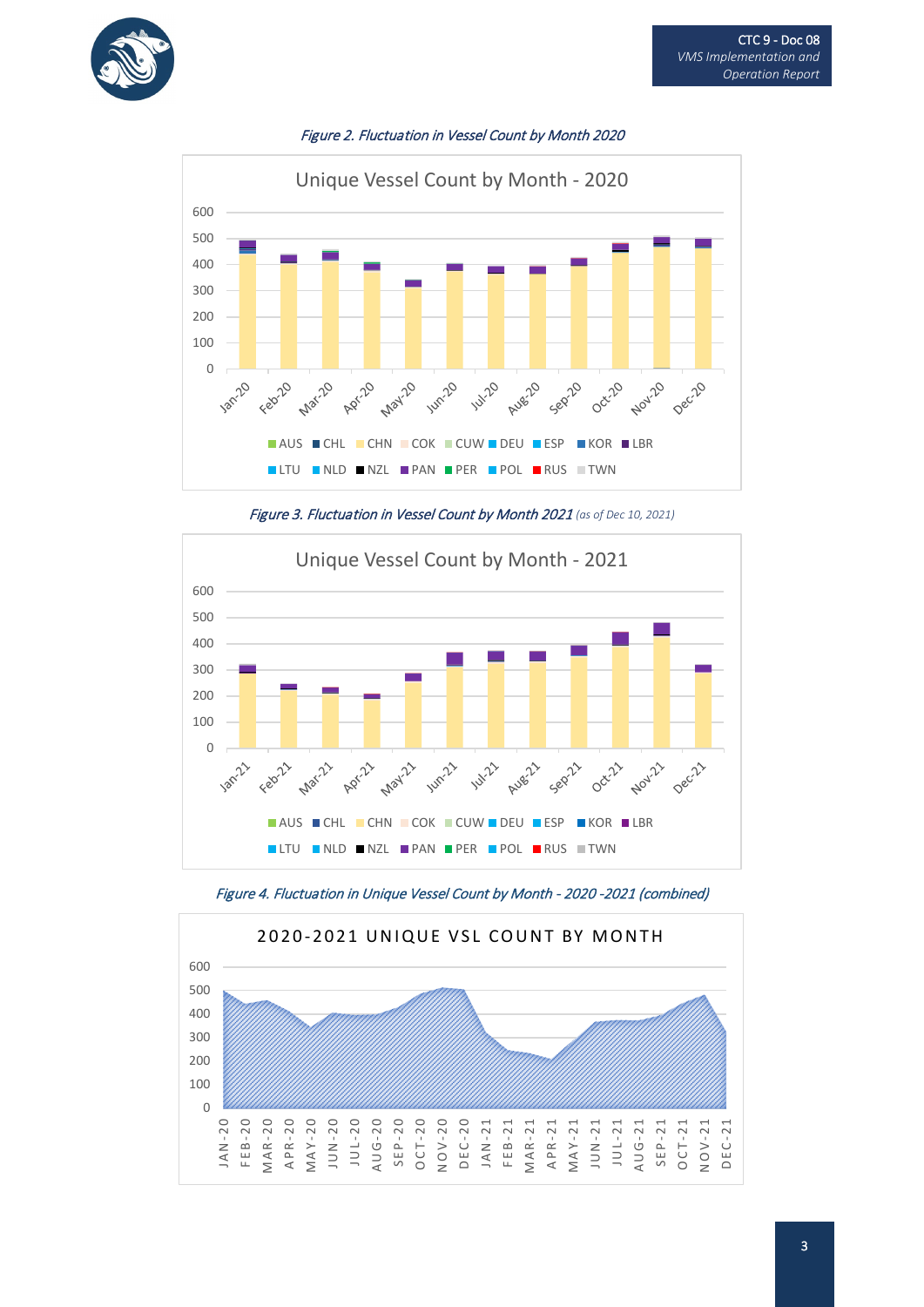*Figure 2. Fluctuation in Vessel Count by Month 2020*

**Unique Vessel Count by Month - 2020**

Legend: AUS, CHL, CHN, COK, CUW, DEU, ESP, KOR, LBR, LTU, NLD, NZL, PAN, PER, POL, RUS, TWN

*Figure 3. Fluctuation in Vessel Count by Month 2021 (as of Dec 10, 2021)*

**Unique Vessel Count by Month - 2021**

Legend: AUS, CHL, CHN, COK, CUW, DEU, ESP, KOR, LBR, LTU, NLD, NZL, PAN, PER, POL, RUS, TWN

*Figure 4. Fluctuation in Unique Vessel Count by Month - 2020 -2021 (combined)*

**2020-2021 UNIQUE VSL COUNT BY MONTH**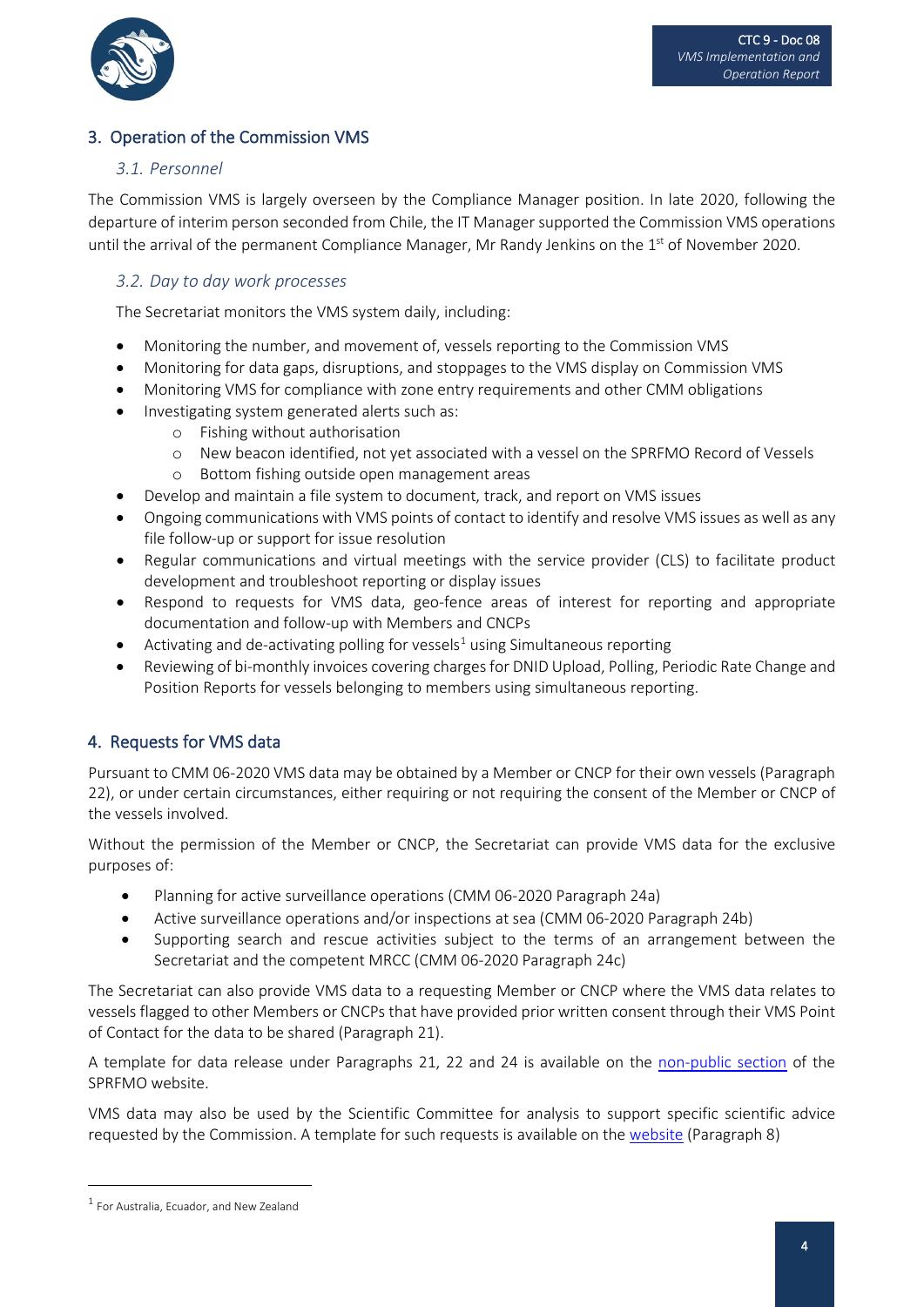## 3. Operation of the Commission VMS

### *3.1. Personnel*

The Commission VMS is largely overseen by the Compliance Manager position. In late 2020, following the departure of interim person seconded from Chile, the IT Manager supported the Commission VMS operations until the arrival of the permanent Compliance Manager, Mr Randy Jenkins on the 1st of November 2020.

### *3.2. Day to day work processes*

The Secretariat monitors the VMS system daily, including:

- Monitoring the number, and movement of, vessels reporting to the Commission VMS
- Monitoring for data gaps, disruptions, and stoppages to the VMS display on Commission VMS
- Monitoring VMS for compliance with zone entry requirements and other CMM obligations
- Investigating system generated alerts such as:
  - Fishing without authorisation
  - New beacon identified, not yet associated with a vessel on the SPRFMO Record of Vessels
  - Bottom fishing outside open management areas
- Develop and maintain a file system to document, track, and report on VMS issues
- Ongoing communications with VMS points of contact to identify and resolve VMS issues as well as any file follow-up or support for issue resolution
- Regular communications and virtual meetings with the service provider (CLS) to facilitate product development and troubleshoot reporting or display issues
- Respond to requests for VMS data, geo-fence areas of interest for reporting and appropriate documentation and follow-up with Members and CNCPs
- Activating and de-activating polling for vessels[1] using Simultaneous reporting
- Reviewing of bi-monthly invoices covering charges for DNID Upload, Polling, Periodic Rate Change and Position Reports for vessels belonging to members using simultaneous reporting.

## 4. Requests for VMS data

Pursuant to CMM 06-2020 VMS data may be obtained by a Member or CNCP for their own vessels (Paragraph 22), or under certain circumstances, either requiring or not requiring the consent of the Member or CNCP of the vessels involved.

Without the permission of the Member or CNCP, the Secretariat can provide VMS data for the exclusive purposes of:

- Planning for active surveillance operations (CMM 06-2020 Paragraph 24a)
- Active surveillance operations and/or inspections at sea (CMM 06-2020 Paragraph 24b)
- Supporting search and rescue activities subject to the terms of an arrangement between the Secretariat and the competent MRCC (CMM 06-2020 Paragraph 24c)

The Secretariat can also provide VMS data to a requesting Member or CNCP where the VMS data relates to vessels flagged to other Members or CNCPs that have provided prior written consent through their VMS Point of Contact for the data to be shared (Paragraph 21).

A template for data release under Paragraphs 21, 22 and 24 is available on the non-public section of the SPRFMO website.

VMS data may also be used by the Scientific Committee for analysis to support specific scientific advice requested by the Commission. A template for such requests is available on the website (Paragraph 8)

---

[1] For Australia, Ecuador, and New Zealand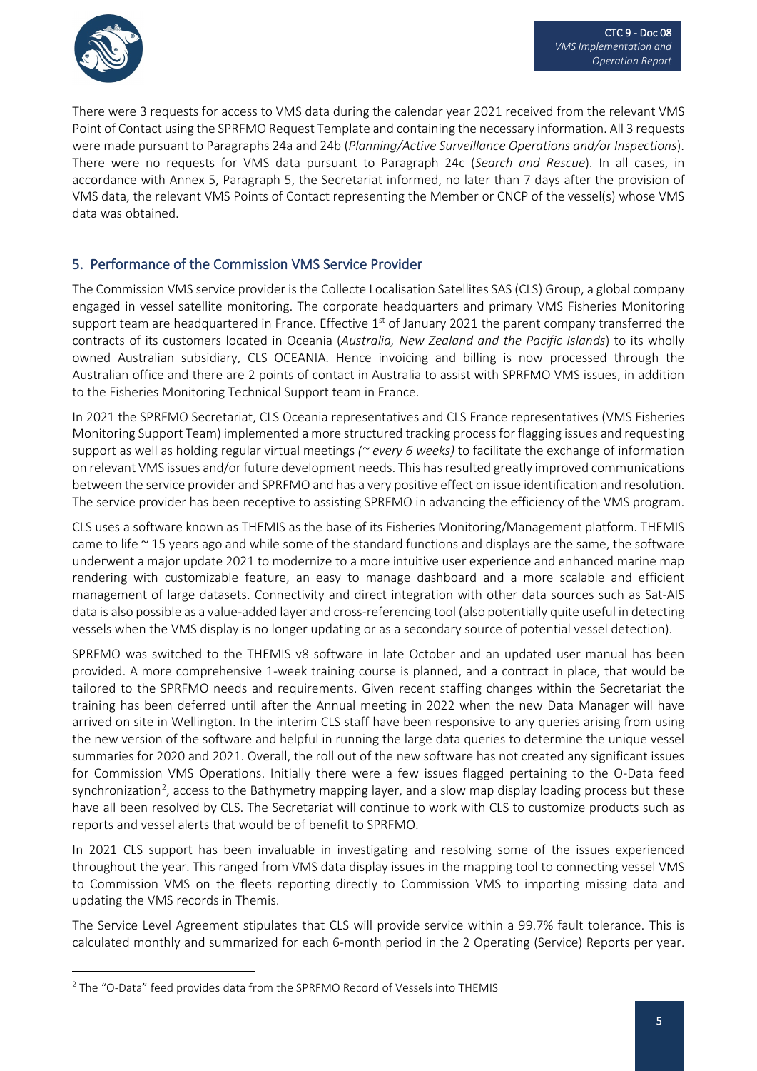There were 3 requests for access to VMS data during the calendar year 2021 received from the relevant VMS Point of Contact using the SPRFMO Request Template and containing the necessary information. All 3 requests were made pursuant to Paragraphs 24a and 24b (*Planning/Active Surveillance Operations and/or Inspections*). There were no requests for VMS data pursuant to Paragraph 24c (*Search and Rescue*). In all cases, in accordance with Annex 5, Paragraph 5, the Secretariat informed, no later than 7 days after the provision of VMS data, the relevant VMS Points of Contact representing the Member or CNCP of the vessel(s) whose VMS data was obtained.

## 5. Performance of the Commission VMS Service Provider

The Commission VMS service provider is the Collecte Localisation Satellites SAS (CLS) Group, a global company engaged in vessel satellite monitoring. The corporate headquarters and primary VMS Fisheries Monitoring support team are headquartered in France. Effective 1st of January 2021 the parent company transferred the contracts of its customers located in Oceania (*Australia, New Zealand and the Pacific Islands*) to its wholly owned Australian subsidiary, CLS OCEANIA. Hence invoicing and billing is now processed through the Australian office and there are 2 points of contact in Australia to assist with SPRFMO VMS issues, in addition to the Fisheries Monitoring Technical Support team in France.

In 2021 the SPRFMO Secretariat, CLS Oceania representatives and CLS France representatives (VMS Fisheries Monitoring Support Team) implemented a more structured tracking process for flagging issues and requesting support as well as holding regular virtual meetings *(~ every 6 weeks)* to facilitate the exchange of information on relevant VMS issues and/or future development needs. This has resulted greatly improved communications between the service provider and SPRFMO and has a very positive effect on issue identification and resolution. The service provider has been receptive to assisting SPRFMO in advancing the efficiency of the VMS program.

CLS uses a software known as THEMIS as the base of its Fisheries Monitoring/Management platform. THEMIS came to life ~ 15 years ago and while some of the standard functions and displays are the same, the software underwent a major update 2021 to modernize to a more intuitive user experience and enhanced marine map rendering with customizable feature, an easy to manage dashboard and a more scalable and efficient management of large datasets. Connectivity and direct integration with other data sources such as Sat-AIS data is also possible as a value-added layer and cross-referencing tool (also potentially quite useful in detecting vessels when the VMS display is no longer updating or as a secondary source of potential vessel detection).

SPRFMO was switched to the THEMIS v8 software in late October and an updated user manual has been provided. A more comprehensive 1-week training course is planned, and a contract in place, that would be tailored to the SPRFMO needs and requirements. Given recent staffing changes within the Secretariat the training has been deferred until after the Annual meeting in 2022 when the new Data Manager will have arrived on site in Wellington. In the interim CLS staff have been responsive to any queries arising from using the new version of the software and helpful in running the large data queries to determine the unique vessel summaries for 2020 and 2021. Overall, the roll out of the new software has not created any significant issues for Commission VMS Operations. Initially there were a few issues flagged pertaining to the O-Data feed synchronization[2], access to the Bathymetry mapping layer, and a slow map display loading process but these have all been resolved by CLS. The Secretariat will continue to work with CLS to customize products such as reports and vessel alerts that would be of benefit to SPRFMO.

In 2021 CLS support has been invaluable in investigating and resolving some of the issues experienced throughout the year. This ranged from VMS data display issues in the mapping tool to connecting vessel VMS to Commission VMS on the fleets reporting directly to Commission VMS to importing missing data and updating the VMS records in Themis.

The Service Level Agreement stipulates that CLS will provide service within a 99.7% fault tolerance. This is calculated monthly and summarized for each 6-month period in the 2 Operating (Service) Reports per year.

[2] The "O-Data" feed provides data from the SPRFMO Record of Vessels into THEMIS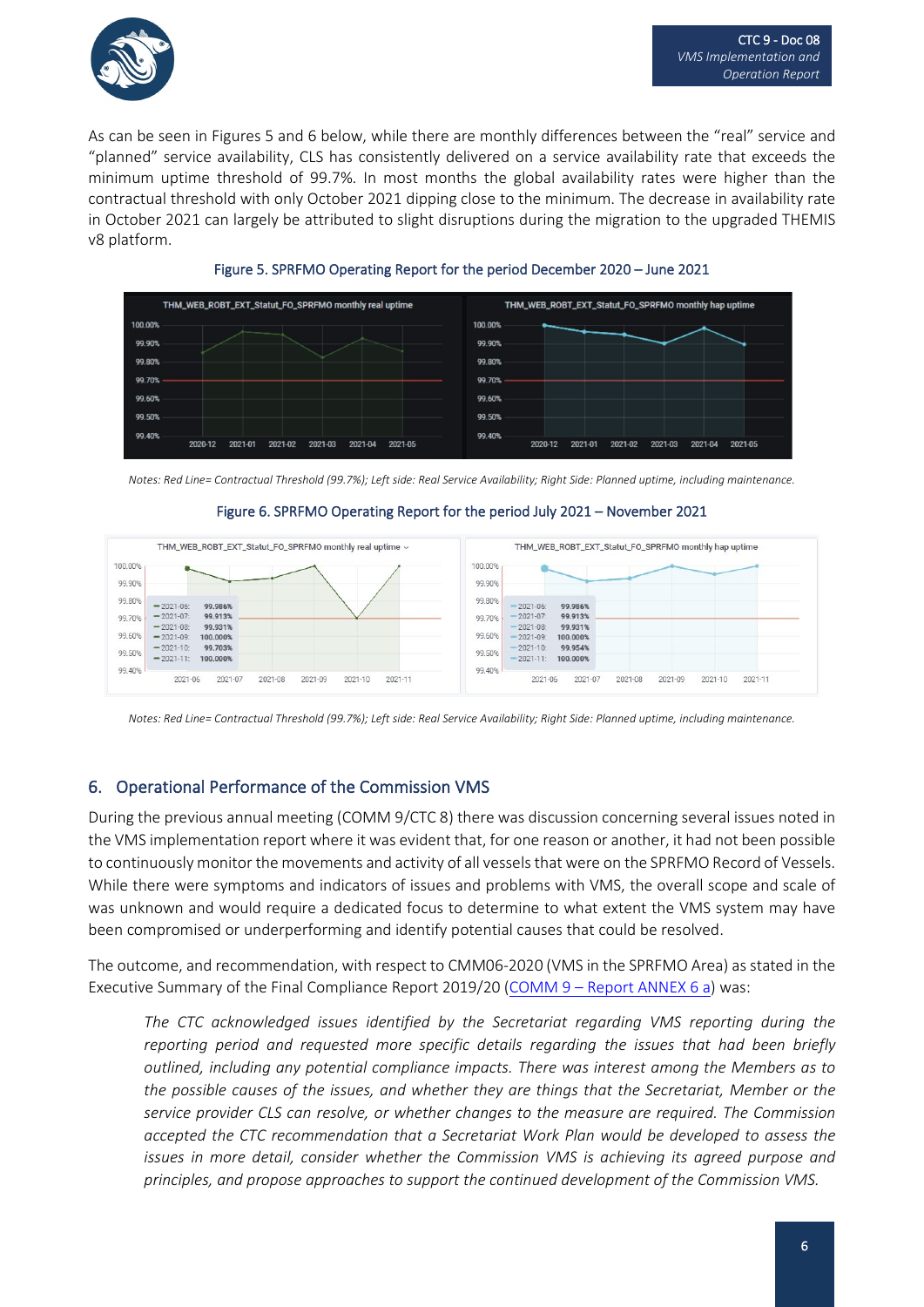As can be seen in Figures 5 and 6 below, while there are monthly differences between the "real" service and "planned" service availability, CLS has consistently delivered on a service availability rate that exceeds the minimum uptime threshold of 99.7%. In most months the global availability rates were higher than the contractual threshold with only October 2021 dipping close to the minimum. The decrease in availability rate in October 2021 can largely be attributed to slight disruptions during the migration to the upgraded THEMIS v8 platform.

Figure 5. SPRFMO Operating Report for the period December 2020 – June 2021

*Notes: Red Line= Contractual Threshold (99.7%); Left side: Real Service Availability; Right Side: Planned uptime, including maintenance.*

Figure 6. SPRFMO Operating Report for the period July 2021 – November 2021

*Notes: Red Line= Contractual Threshold (99.7%); Left side: Real Service Availability; Right Side: Planned uptime, including maintenance.*

## 6. Operational Performance of the Commission VMS

During the previous annual meeting (COMM 9/CTC 8) there was discussion concerning several issues noted in the VMS implementation report where it was evident that, for one reason or another, it had not been possible to continuously monitor the movements and activity of all vessels that were on the SPRFMO Record of Vessels. While there were symptoms and indicators of issues and problems with VMS, the overall scope and scale of was unknown and would require a dedicated focus to determine to what extent the VMS system may have been compromised or underperforming and identify potential causes that could be resolved.

The outcome, and recommendation, with respect to CMM06-2020 (VMS in the SPRFMO Area) as stated in the Executive Summary of the Final Compliance Report 2019/20 (COMM 9 – Report ANNEX 6 a) was:

> *The CTC acknowledged issues identified by the Secretariat regarding VMS reporting during the reporting period and requested more specific details regarding the issues that had been briefly outlined, including any potential compliance impacts. There was interest among the Members as to the possible causes of the issues, and whether they are things that the Secretariat, Member or the service provider CLS can resolve, or whether changes to the measure are required. The Commission accepted the CTC recommendation that a Secretariat Work Plan would be developed to assess the issues in more detail, consider whether the Commission VMS is achieving its agreed purpose and principles, and propose approaches to support the continued development of the Commission VMS.*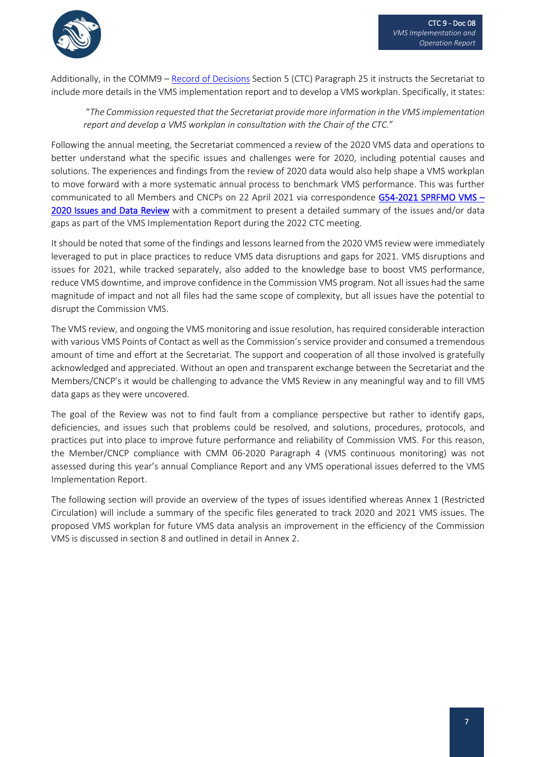Additionally, in the COMM9 – Record of Decisions Section 5 (CTC) Paragraph 25 it instructs the Secretariat to include more details in the VMS implementation report and to develop a VMS workplan. Specifically, it states:

> "*The Commission requested that the Secretariat provide more information in the VMS implementation report and develop a VMS workplan in consultation with the Chair of the CTC.*"

Following the annual meeting, the Secretariat commenced a review of the 2020 VMS data and operations to better understand what the specific issues and challenges were for 2020, including potential causes and solutions. The experiences and findings from the review of 2020 data would also help shape a VMS workplan to move forward with a more systematic annual process to benchmark VMS performance. This was further communicated to all Members and CNCPs on 22 April 2021 via correspondence **G54-2021 SPRFMO VMS – 2020 Issues and Data Review** with a commitment to present a detailed summary of the issues and/or data gaps as part of the VMS Implementation Report during the 2022 CTC meeting.

It should be noted that some of the findings and lessons learned from the 2020 VMS review were immediately leveraged to put in place practices to reduce VMS data disruptions and gaps for 2021. VMS disruptions and issues for 2021, while tracked separately, also added to the knowledge base to boost VMS performance, reduce VMS downtime, and improve confidence in the Commission VMS program. Not all issues had the same magnitude of impact and not all files had the same scope of complexity, but all issues have the potential to disrupt the Commission VMS.

The VMS review, and ongoing the VMS monitoring and issue resolution, has required considerable interaction with various VMS Points of Contact as well as the Commission's service provider and consumed a tremendous amount of time and effort at the Secretariat. The support and cooperation of all those involved is gratefully acknowledged and appreciated. Without an open and transparent exchange between the Secretariat and the Members/CNCP's it would be challenging to advance the VMS Review in any meaningful way and to fill VMS data gaps as they were uncovered.

The goal of the Review was not to find fault from a compliance perspective but rather to identify gaps, deficiencies, and issues such that problems could be resolved, and solutions, procedures, protocols, and practices put into place to improve future performance and reliability of Commission VMS. For this reason, the Member/CNCP compliance with CMM 06-2020 Paragraph 4 (VMS continuous monitoring) was not assessed during this year's annual Compliance Report and any VMS operational issues deferred to the VMS Implementation Report.

The following section will provide an overview of the types of issues identified whereas Annex 1 (Restricted Circulation) will include a summary of the specific files generated to track 2020 and 2021 VMS issues. The proposed VMS workplan for future VMS data analysis an improvement in the efficiency of the Commission VMS is discussed in section 8 and outlined in detail in Annex 2.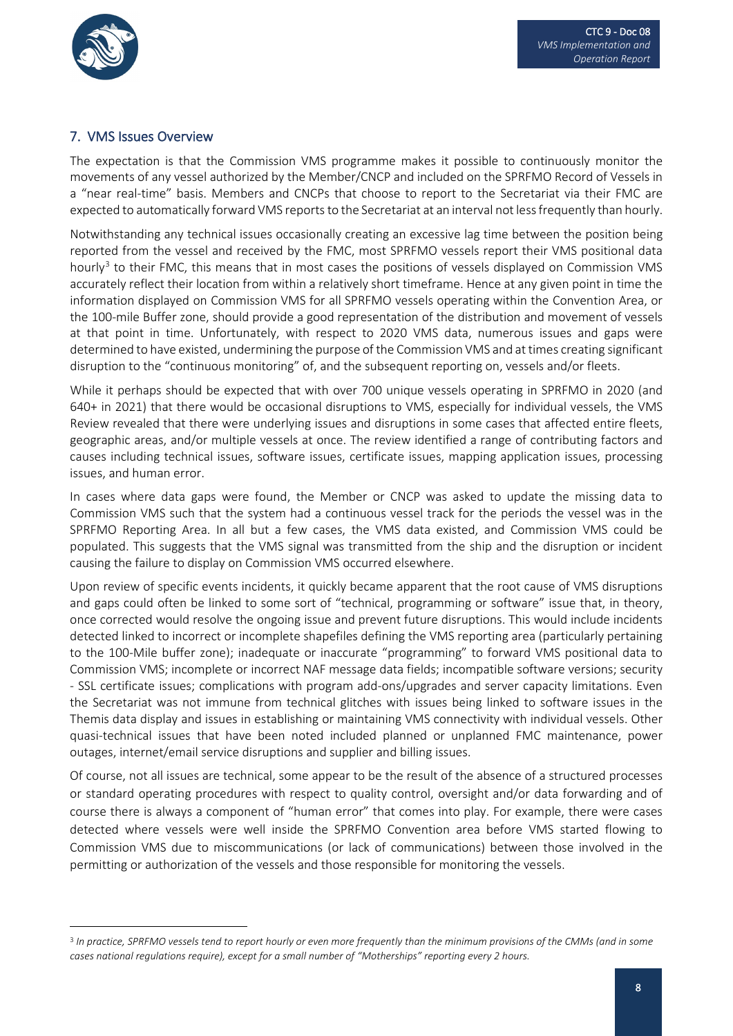## 7. VMS Issues Overview

The expectation is that the Commission VMS programme makes it possible to continuously monitor the movements of any vessel authorized by the Member/CNCP and included on the SPRFMO Record of Vessels in a "near real-time" basis. Members and CNCPs that choose to report to the Secretariat via their FMC are expected to automatically forward VMS reports to the Secretariat at an interval not less frequently than hourly.

Notwithstanding any technical issues occasionally creating an excessive lag time between the position being reported from the vessel and received by the FMC, most SPRFMO vessels report their VMS positional data hourly[3] to their FMC, this means that in most cases the positions of vessels displayed on Commission VMS accurately reflect their location from within a relatively short timeframe. Hence at any given point in time the information displayed on Commission VMS for all SPRFMO vessels operating within the Convention Area, or the 100-mile Buffer zone, should provide a good representation of the distribution and movement of vessels at that point in time. Unfortunately, with respect to 2020 VMS data, numerous issues and gaps were determined to have existed, undermining the purpose of the Commission VMS and at times creating significant disruption to the "continuous monitoring" of, and the subsequent reporting on, vessels and/or fleets.

While it perhaps should be expected that with over 700 unique vessels operating in SPRFMO in 2020 (and 640+ in 2021) that there would be occasional disruptions to VMS, especially for individual vessels, the VMS Review revealed that there were underlying issues and disruptions in some cases that affected entire fleets, geographic areas, and/or multiple vessels at once. The review identified a range of contributing factors and causes including technical issues, software issues, certificate issues, mapping application issues, processing issues, and human error.

In cases where data gaps were found, the Member or CNCP was asked to update the missing data to Commission VMS such that the system had a continuous vessel track for the periods the vessel was in the SPRFMO Reporting Area. In all but a few cases, the VMS data existed, and Commission VMS could be populated. This suggests that the VMS signal was transmitted from the ship and the disruption or incident causing the failure to display on Commission VMS occurred elsewhere.

Upon review of specific events incidents, it quickly became apparent that the root cause of VMS disruptions and gaps could often be linked to some sort of "technical, programming or software" issue that, in theory, once corrected would resolve the ongoing issue and prevent future disruptions. This would include incidents detected linked to incorrect or incomplete shapefiles defining the VMS reporting area (particularly pertaining to the 100-Mile buffer zone); inadequate or inaccurate "programming" to forward VMS positional data to Commission VMS; incomplete or incorrect NAF message data fields; incompatible software versions; security - SSL certificate issues; complications with program add-ons/upgrades and server capacity limitations. Even the Secretariat was not immune from technical glitches with issues being linked to software issues in the Themis data display and issues in establishing or maintaining VMS connectivity with individual vessels. Other quasi-technical issues that have been noted included planned or unplanned FMC maintenance, power outages, internet/email service disruptions and supplier and billing issues.

Of course, not all issues are technical, some appear to be the result of the absence of a structured processes or standard operating procedures with respect to quality control, oversight and/or data forwarding and of course there is always a component of "human error" that comes into play. For example, there were cases detected where vessels were well inside the SPRFMO Convention area before VMS started flowing to Commission VMS due to miscommunications (or lack of communications) between those involved in the permitting or authorization of the vessels and those responsible for monitoring the vessels.

---

[3] *In practice, SPRFMO vessels tend to report hourly or even more frequently than the minimum provisions of the CMMs (and in some cases national regulations require), except for a small number of "Motherships" reporting every 2 hours.*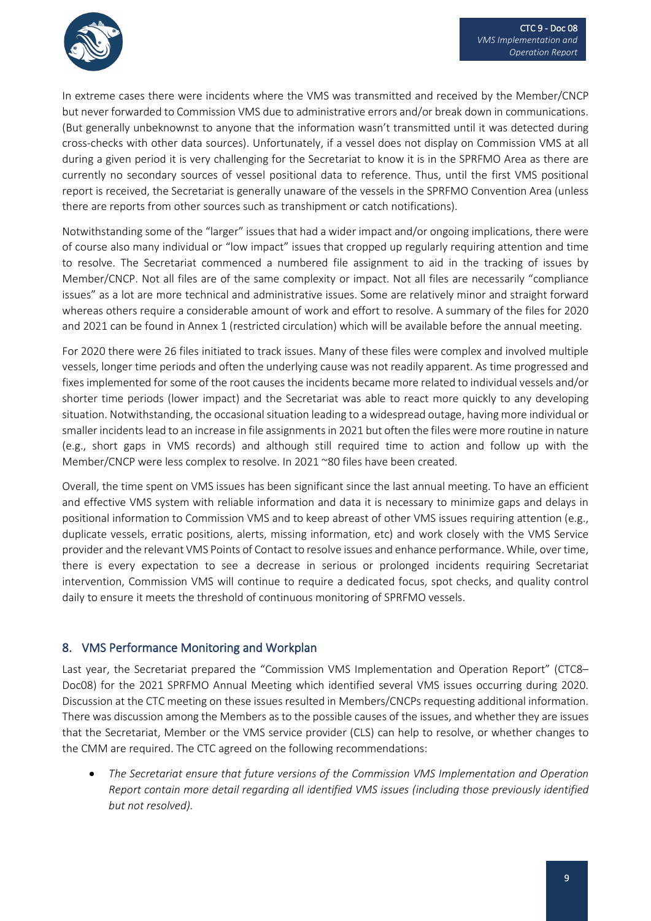In extreme cases there were incidents where the VMS was transmitted and received by the Member/CNCP but never forwarded to Commission VMS due to administrative errors and/or break down in communications. (But generally unbeknownst to anyone that the information wasn't transmitted until it was detected during cross-checks with other data sources). Unfortunately, if a vessel does not display on Commission VMS at all during a given period it is very challenging for the Secretariat to know it is in the SPRFMO Area as there are currently no secondary sources of vessel positional data to reference. Thus, until the first VMS positional report is received, the Secretariat is generally unaware of the vessels in the SPRFMO Convention Area (unless there are reports from other sources such as transhipment or catch notifications).

Notwithstanding some of the "larger" issues that had a wider impact and/or ongoing implications, there were of course also many individual or "low impact" issues that cropped up regularly requiring attention and time to resolve. The Secretariat commenced a numbered file assignment to aid in the tracking of issues by Member/CNCP. Not all files are of the same complexity or impact. Not all files are necessarily "compliance issues" as a lot are more technical and administrative issues. Some are relatively minor and straight forward whereas others require a considerable amount of work and effort to resolve. A summary of the files for 2020 and 2021 can be found in Annex 1 (restricted circulation) which will be available before the annual meeting.

For 2020 there were 26 files initiated to track issues. Many of these files were complex and involved multiple vessels, longer time periods and often the underlying cause was not readily apparent. As time progressed and fixes implemented for some of the root causes the incidents became more related to individual vessels and/or shorter time periods (lower impact) and the Secretariat was able to react more quickly to any developing situation. Notwithstanding, the occasional situation leading to a widespread outage, having more individual or smaller incidents lead to an increase in file assignments in 2021 but often the files were more routine in nature (e.g., short gaps in VMS records) and although still required time to action and follow up with the Member/CNCP were less complex to resolve. In 2021 ~80 files have been created.

Overall, the time spent on VMS issues has been significant since the last annual meeting. To have an efficient and effective VMS system with reliable information and data it is necessary to minimize gaps and delays in positional information to Commission VMS and to keep abreast of other VMS issues requiring attention (e.g., duplicate vessels, erratic positions, alerts, missing information, etc) and work closely with the VMS Service provider and the relevant VMS Points of Contact to resolve issues and enhance performance. While, over time, there is every expectation to see a decrease in serious or prolonged incidents requiring Secretariat intervention, Commission VMS will continue to require a dedicated focus, spot checks, and quality control daily to ensure it meets the threshold of continuous monitoring of SPRFMO vessels.

## 8. VMS Performance Monitoring and Workplan

Last year, the Secretariat prepared the "Commission VMS Implementation and Operation Report" (CTC8–Doc08) for the 2021 SPRFMO Annual Meeting which identified several VMS issues occurring during 2020. Discussion at the CTC meeting on these issues resulted in Members/CNCPs requesting additional information. There was discussion among the Members as to the possible causes of the issues, and whether they are issues that the Secretariat, Member or the VMS service provider (CLS) can help to resolve, or whether changes to the CMM are required. The CTC agreed on the following recommendations:

- *The Secretariat ensure that future versions of the Commission VMS Implementation and Operation Report contain more detail regarding all identified VMS issues (including those previously identified but not resolved).*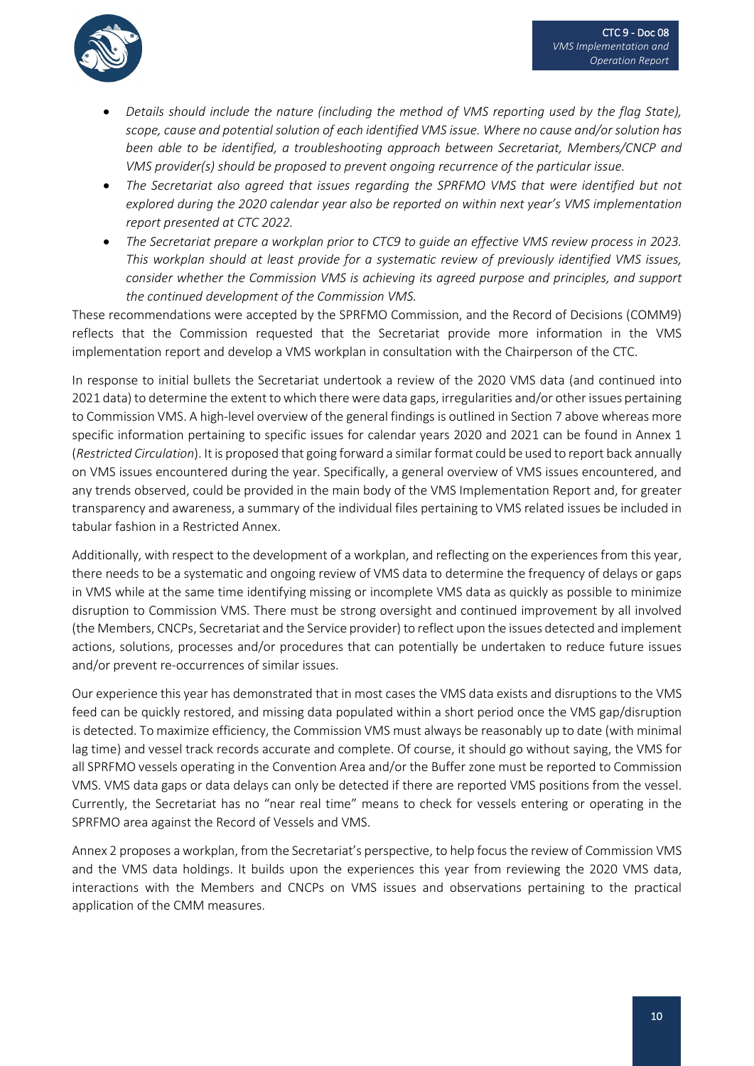- *Details should include the nature (including the method of VMS reporting used by the flag State), scope, cause and potential solution of each identified VMS issue. Where no cause and/or solution has been able to be identified, a troubleshooting approach between Secretariat, Members/CNCP and VMS provider(s) should be proposed to prevent ongoing recurrence of the particular issue.*
- *The Secretariat also agreed that issues regarding the SPRFMO VMS that were identified but not explored during the 2020 calendar year also be reported on within next year's VMS implementation report presented at CTC 2022.*
- *The Secretariat prepare a workplan prior to CTC9 to guide an effective VMS review process in 2023. This workplan should at least provide for a systematic review of previously identified VMS issues, consider whether the Commission VMS is achieving its agreed purpose and principles, and support the continued development of the Commission VMS.*

These recommendations were accepted by the SPRFMO Commission, and the Record of Decisions (COMM9) reflects that the Commission requested that the Secretariat provide more information in the VMS implementation report and develop a VMS workplan in consultation with the Chairperson of the CTC.

In response to initial bullets the Secretariat undertook a review of the 2020 VMS data (and continued into 2021 data) to determine the extent to which there were data gaps, irregularities and/or other issues pertaining to Commission VMS. A high-level overview of the general findings is outlined in Section 7 above whereas more specific information pertaining to specific issues for calendar years 2020 and 2021 can be found in Annex 1 (*Restricted Circulation*). It is proposed that going forward a similar format could be used to report back annually on VMS issues encountered during the year. Specifically, a general overview of VMS issues encountered, and any trends observed, could be provided in the main body of the VMS Implementation Report and, for greater transparency and awareness, a summary of the individual files pertaining to VMS related issues be included in tabular fashion in a Restricted Annex.

Additionally, with respect to the development of a workplan, and reflecting on the experiences from this year, there needs to be a systematic and ongoing review of VMS data to determine the frequency of delays or gaps in VMS while at the same time identifying missing or incomplete VMS data as quickly as possible to minimize disruption to Commission VMS. There must be strong oversight and continued improvement by all involved (the Members, CNCPs, Secretariat and the Service provider) to reflect upon the issues detected and implement actions, solutions, processes and/or procedures that can potentially be undertaken to reduce future issues and/or prevent re-occurrences of similar issues.

Our experience this year has demonstrated that in most cases the VMS data exists and disruptions to the VMS feed can be quickly restored, and missing data populated within a short period once the VMS gap/disruption is detected. To maximize efficiency, the Commission VMS must always be reasonably up to date (with minimal lag time) and vessel track records accurate and complete. Of course, it should go without saying, the VMS for all SPRFMO vessels operating in the Convention Area and/or the Buffer zone must be reported to Commission VMS. VMS data gaps or data delays can only be detected if there are reported VMS positions from the vessel. Currently, the Secretariat has no "near real time" means to check for vessels entering or operating in the SPRFMO area against the Record of Vessels and VMS.

Annex 2 proposes a workplan, from the Secretariat's perspective, to help focus the review of Commission VMS and the VMS data holdings. It builds upon the experiences this year from reviewing the 2020 VMS data, interactions with the Members and CNCPs on VMS issues and observations pertaining to the practical application of the CMM measures.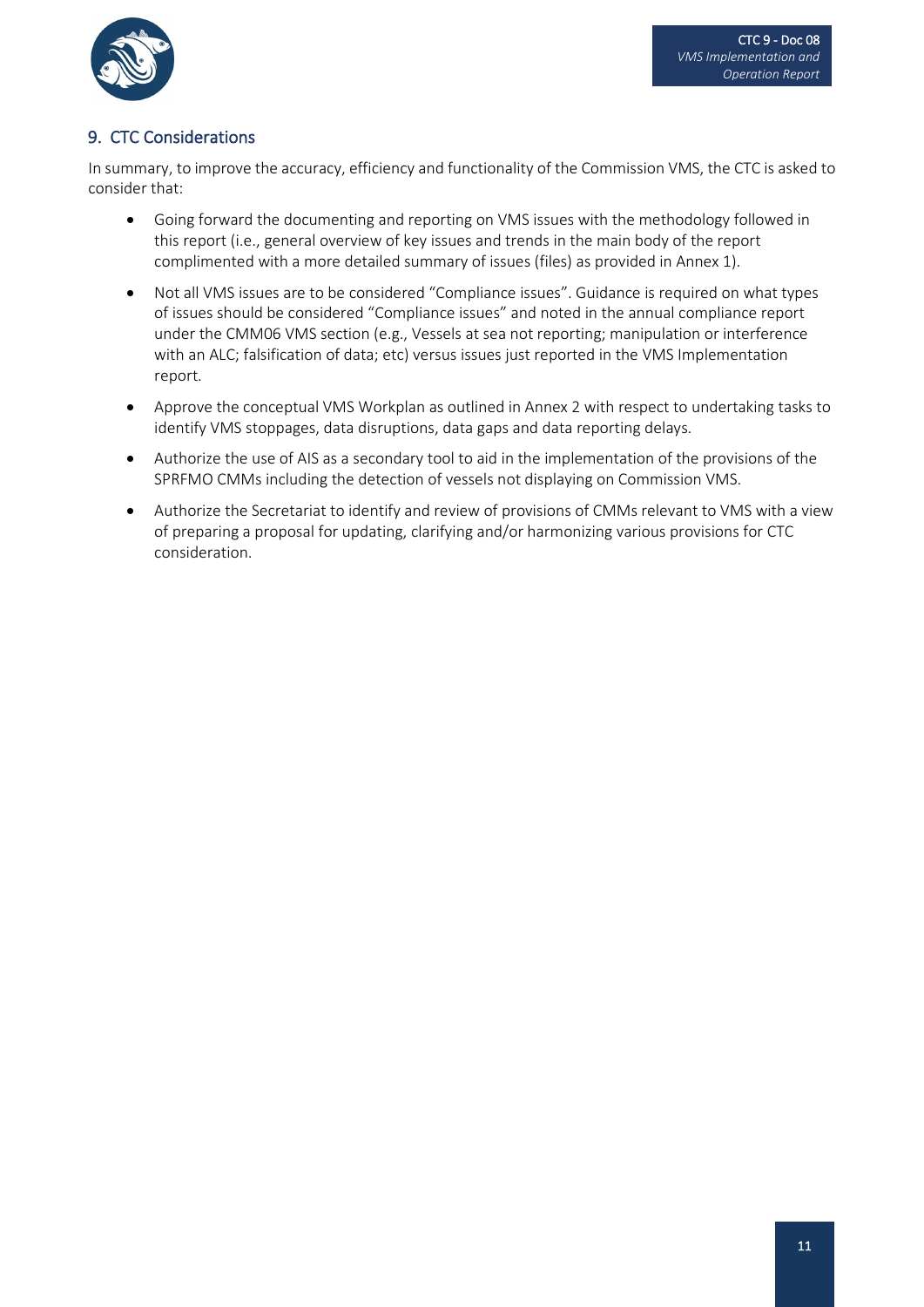## 9. CTC Considerations

In summary, to improve the accuracy, efficiency and functionality of the Commission VMS, the CTC is asked to consider that:

- Going forward the documenting and reporting on VMS issues with the methodology followed in this report (i.e., general overview of key issues and trends in the main body of the report complimented with a more detailed summary of issues (files) as provided in Annex 1).
- Not all VMS issues are to be considered "Compliance issues". Guidance is required on what types of issues should be considered "Compliance issues" and noted in the annual compliance report under the CMM06 VMS section (e.g., Vessels at sea not reporting; manipulation or interference with an ALC; falsification of data; etc) versus issues just reported in the VMS Implementation report.
- Approve the conceptual VMS Workplan as outlined in Annex 2 with respect to undertaking tasks to identify VMS stoppages, data disruptions, data gaps and data reporting delays.
- Authorize the use of AIS as a secondary tool to aid in the implementation of the provisions of the SPRFMO CMMs including the detection of vessels not displaying on Commission VMS.
- Authorize the Secretariat to identify and review of provisions of CMMs relevant to VMS with a view of preparing a proposal for updating, clarifying and/or harmonizing various provisions for CTC consideration.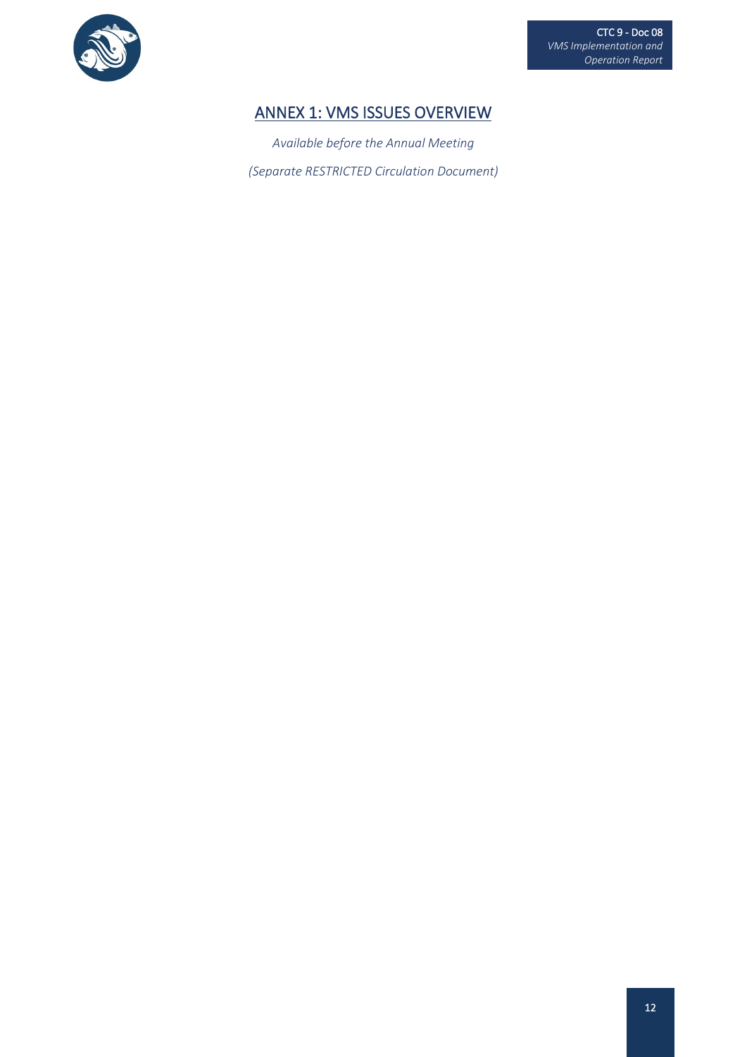## ANNEX 1: VMS ISSUES OVERVIEW

*Available before the Annual Meeting*

*(Separate RESTRICTED Circulation Document)*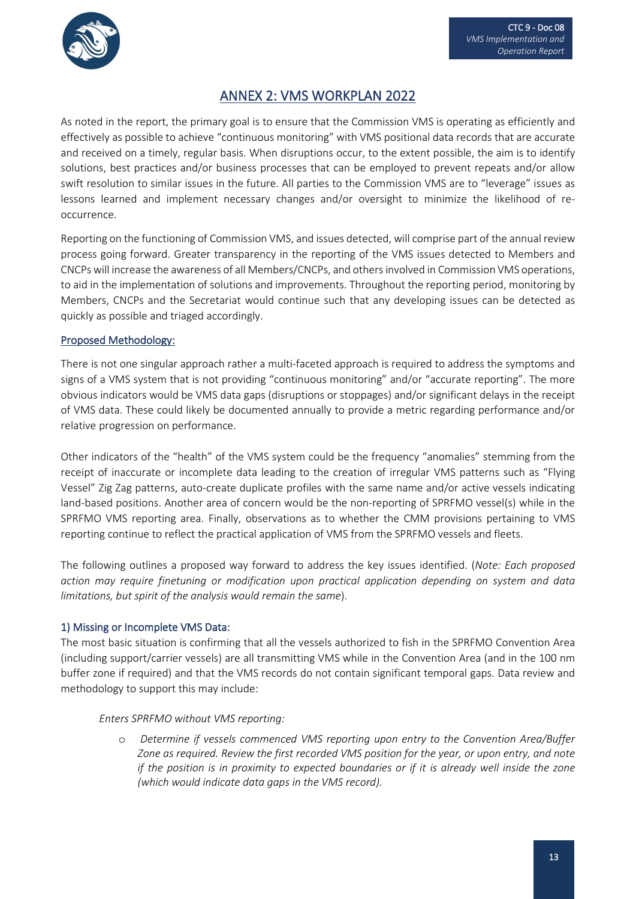# ANNEX 2: VMS WORKPLAN 2022

As noted in the report, the primary goal is to ensure that the Commission VMS is operating as efficiently and effectively as possible to achieve "continuous monitoring" with VMS positional data records that are accurate and received on a timely, regular basis. When disruptions occur, to the extent possible, the aim is to identify solutions, best practices and/or business processes that can be employed to prevent repeats and/or allow swift resolution to similar issues in the future. All parties to the Commission VMS are to "leverage" issues as lessons learned and implement necessary changes and/or oversight to minimize the likelihood of re-occurrence.

Reporting on the functioning of Commission VMS, and issues detected, will comprise part of the annual review process going forward. Greater transparency in the reporting of the VMS issues detected to Members and CNCPs will increase the awareness of all Members/CNCPs, and others involved in Commission VMS operations, to aid in the implementation of solutions and improvements. Throughout the reporting period, monitoring by Members, CNCPs and the Secretariat would continue such that any developing issues can be detected as quickly as possible and triaged accordingly.

## Proposed Methodology:

There is not one singular approach rather a multi-faceted approach is required to address the symptoms and signs of a VMS system that is not providing "continuous monitoring" and/or "accurate reporting". The more obvious indicators would be VMS data gaps (disruptions or stoppages) and/or significant delays in the receipt of VMS data. These could likely be documented annually to provide a metric regarding performance and/or relative progression on performance.

Other indicators of the "health" of the VMS system could be the frequency "anomalies" stemming from the receipt of inaccurate or incomplete data leading to the creation of irregular VMS patterns such as "Flying Vessel" Zig Zag patterns, auto-create duplicate profiles with the same name and/or active vessels indicating land-based positions. Another area of concern would be the non-reporting of SPRFMO vessel(s) while in the SPRFMO VMS reporting area. Finally, observations as to whether the CMM provisions pertaining to VMS reporting continue to reflect the practical application of VMS from the SPRFMO vessels and fleets.

The following outlines a proposed way forward to address the key issues identified. (*Note: Each proposed action may require finetuning or modification upon practical application depending on system and data limitations, but spirit of the analysis would remain the same*).

### 1) Missing or Incomplete VMS Data:

The most basic situation is confirming that all the vessels authorized to fish in the SPRFMO Convention Area (including support/carrier vessels) are all transmitting VMS while in the Convention Area (and in the 100 nm buffer zone if required) and that the VMS records do not contain significant temporal gaps. Data review and methodology to support this may include:

*Enters SPRFMO without VMS reporting:*

- *Determine if vessels commenced VMS reporting upon entry to the Convention Area/Buffer Zone as required. Review the first recorded VMS position for the year, or upon entry, and note if the position is in proximity to expected boundaries or if it is already well inside the zone (which would indicate data gaps in the VMS record).*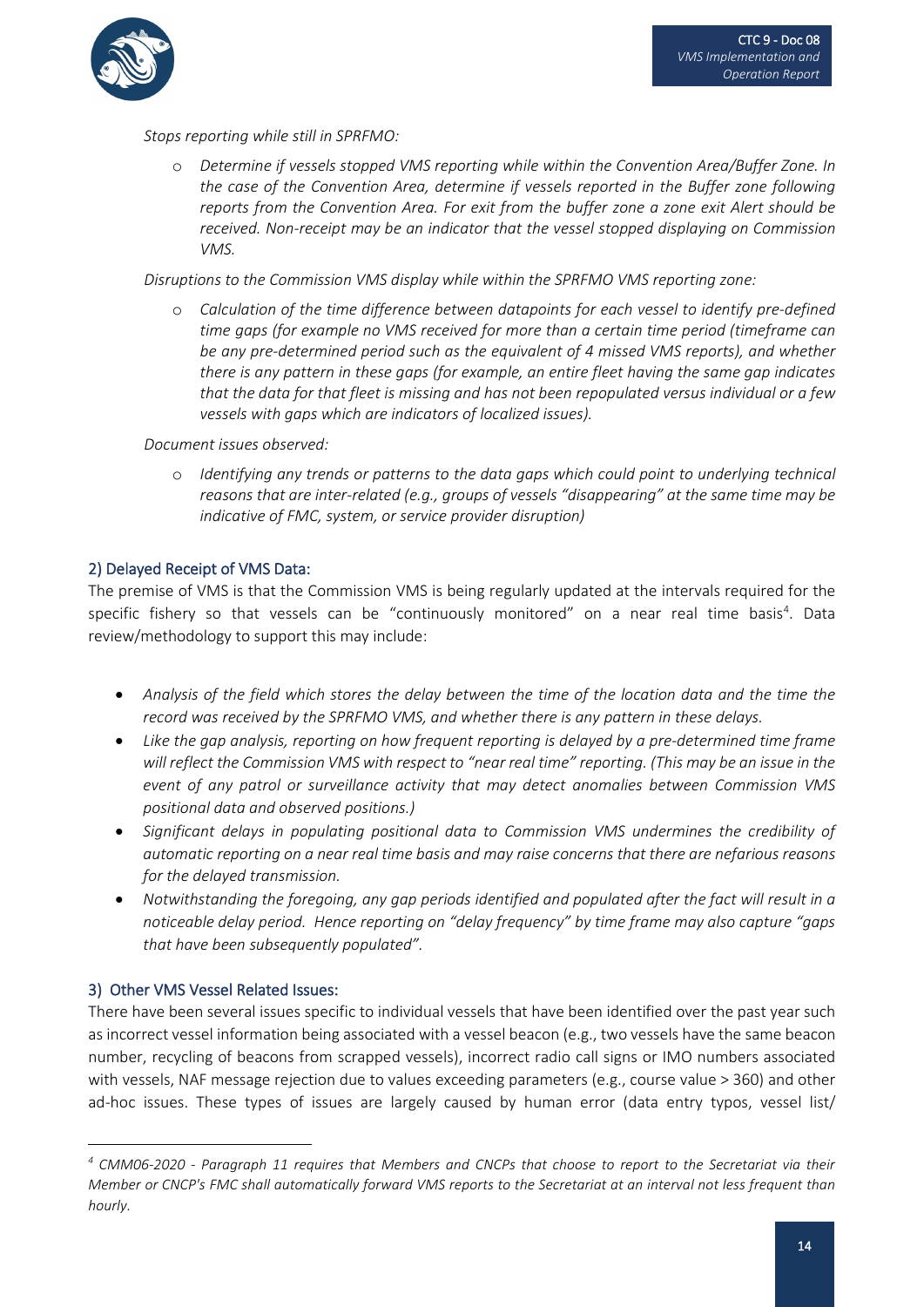*Stops reporting while still in SPRFMO:*

- *Determine if vessels stopped VMS reporting while within the Convention Area/Buffer Zone. In the case of the Convention Area, determine if vessels reported in the Buffer zone following reports from the Convention Area. For exit from the buffer zone a zone exit Alert should be received. Non-receipt may be an indicator that the vessel stopped displaying on Commission VMS.*

*Disruptions to the Commission VMS display while within the SPRFMO VMS reporting zone:*

- *Calculation of the time difference between datapoints for each vessel to identify pre-defined time gaps (for example no VMS received for more than a certain time period (timeframe can be any pre-determined period such as the equivalent of 4 missed VMS reports), and whether there is any pattern in these gaps (for example, an entire fleet having the same gap indicates that the data for that fleet is missing and has not been repopulated versus individual or a few vessels with gaps which are indicators of localized issues).*

*Document issues observed:*

- *Identifying any trends or patterns to the data gaps which could point to underlying technical reasons that are inter-related (e.g., groups of vessels "disappearing" at the same time may be indicative of FMC, system, or service provider disruption)*

### 2) Delayed Receipt of VMS Data:

The premise of VMS is that the Commission VMS is being regularly updated at the intervals required for the specific fishery so that vessels can be "continuously monitored" on a near real time basis[4]. Data review/methodology to support this may include:

- *Analysis of the field which stores the delay between the time of the location data and the time the record was received by the SPRFMO VMS, and whether there is any pattern in these delays.*
- *Like the gap analysis, reporting on how frequent reporting is delayed by a pre-determined time frame will reflect the Commission VMS with respect to "near real time" reporting. (This may be an issue in the event of any patrol or surveillance activity that may detect anomalies between Commission VMS positional data and observed positions.)*
- *Significant delays in populating positional data to Commission VMS undermines the credibility of automatic reporting on a near real time basis and may raise concerns that there are nefarious reasons for the delayed transmission.*
- *Notwithstanding the foregoing, any gap periods identified and populated after the fact will result in a noticeable delay period. Hence reporting on "delay frequency" by time frame may also capture "gaps that have been subsequently populated".*

### 3) Other VMS Vessel Related Issues:

There have been several issues specific to individual vessels that have been identified over the past year such as incorrect vessel information being associated with a vessel beacon (e.g., two vessels have the same beacon number, recycling of beacons from scrapped vessels), incorrect radio call signs or IMO numbers associated with vessels, NAF message rejection due to values exceeding parameters (e.g., course value > 360) and other ad-hoc issues. These types of issues are largely caused by human error (data entry typos, vessel list/

---

[4] *CMM06-2020 - Paragraph 11 requires that Members and CNCPs that choose to report to the Secretariat via their Member or CNCP's FMC shall automatically forward VMS reports to the Secretariat at an interval not less frequent than hourly.*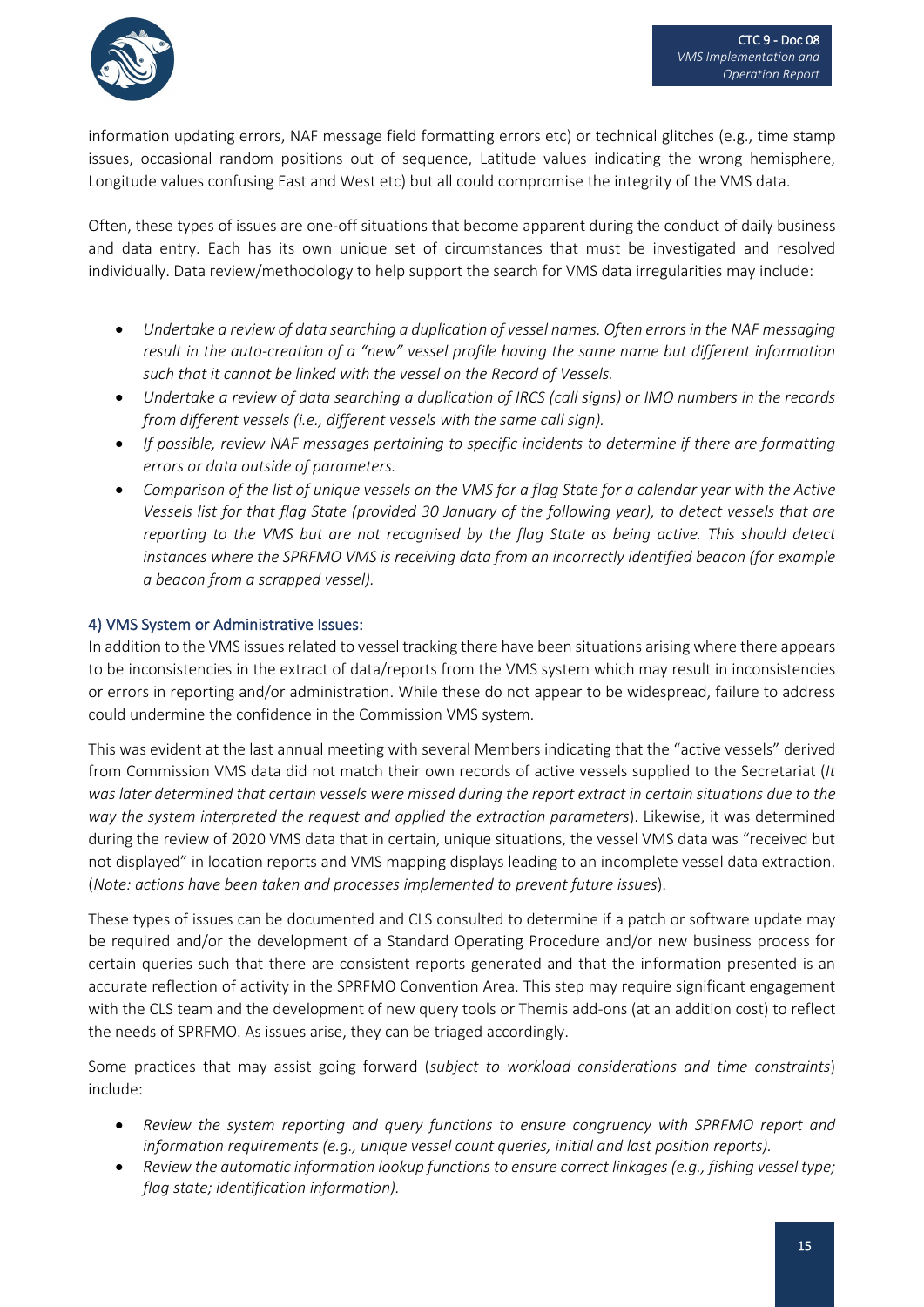information updating errors, NAF message field formatting errors etc) or technical glitches (e.g., time stamp issues, occasional random positions out of sequence, Latitude values indicating the wrong hemisphere, Longitude values confusing East and West etc) but all could compromise the integrity of the VMS data.

Often, these types of issues are one-off situations that become apparent during the conduct of daily business and data entry. Each has its own unique set of circumstances that must be investigated and resolved individually. Data review/methodology to help support the search for VMS data irregularities may include:

- *Undertake a review of data searching a duplication of vessel names. Often errors in the NAF messaging result in the auto-creation of a "new" vessel profile having the same name but different information such that it cannot be linked with the vessel on the Record of Vessels.*
- *Undertake a review of data searching a duplication of IRCS (call signs) or IMO numbers in the records from different vessels (i.e., different vessels with the same call sign).*
- *If possible, review NAF messages pertaining to specific incidents to determine if there are formatting errors or data outside of parameters.*
- *Comparison of the list of unique vessels on the VMS for a flag State for a calendar year with the Active Vessels list for that flag State (provided 30 January of the following year), to detect vessels that are reporting to the VMS but are not recognised by the flag State as being active. This should detect instances where the SPRFMO VMS is receiving data from an incorrectly identified beacon (for example a beacon from a scrapped vessel).*

### 4) VMS System or Administrative Issues:

In addition to the VMS issues related to vessel tracking there have been situations arising where there appears to be inconsistencies in the extract of data/reports from the VMS system which may result in inconsistencies or errors in reporting and/or administration. While these do not appear to be widespread, failure to address could undermine the confidence in the Commission VMS system.

This was evident at the last annual meeting with several Members indicating that the "active vessels" derived from Commission VMS data did not match their own records of active vessels supplied to the Secretariat (*It was later determined that certain vessels were missed during the report extract in certain situations due to the way the system interpreted the request and applied the extraction parameters*). Likewise, it was determined during the review of 2020 VMS data that in certain, unique situations, the vessel VMS data was "received but not displayed" in location reports and VMS mapping displays leading to an incomplete vessel data extraction. (*Note: actions have been taken and processes implemented to prevent future issues*).

These types of issues can be documented and CLS consulted to determine if a patch or software update may be required and/or the development of a Standard Operating Procedure and/or new business process for certain queries such that there are consistent reports generated and that the information presented is an accurate reflection of activity in the SPRFMO Convention Area. This step may require significant engagement with the CLS team and the development of new query tools or Themis add-ons (at an addition cost) to reflect the needs of SPRFMO. As issues arise, they can be triaged accordingly.

Some practices that may assist going forward (*subject to workload considerations and time constraints*) include:

- *Review the system reporting and query functions to ensure congruency with SPRFMO report and information requirements (e.g., unique vessel count queries, initial and last position reports).*
- *Review the automatic information lookup functions to ensure correct linkages (e.g., fishing vessel type; flag state; identification information).*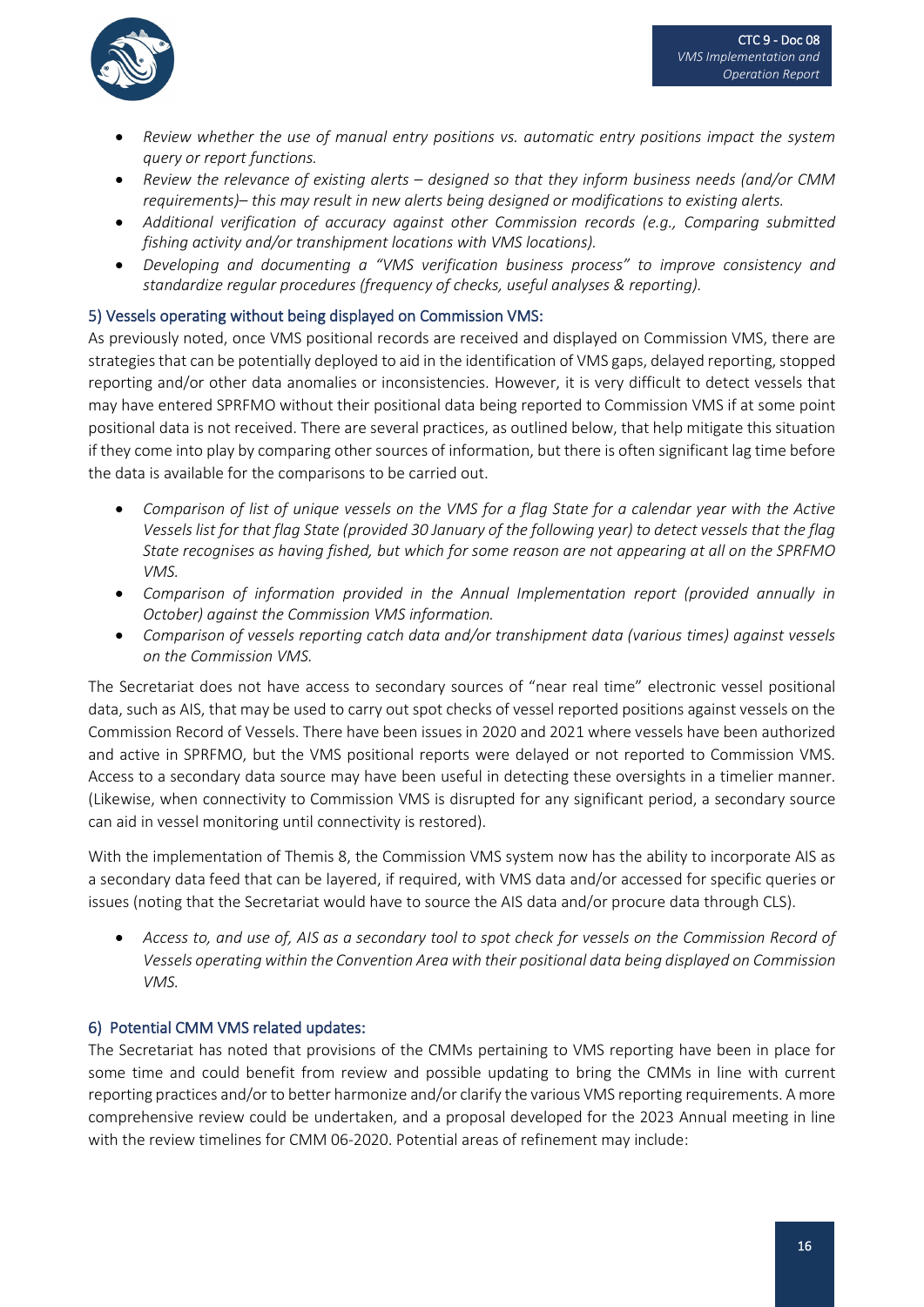- *Review whether the use of manual entry positions vs. automatic entry positions impact the system query or report functions.*
- *Review the relevance of existing alerts – designed so that they inform business needs (and/or CMM requirements)– this may result in new alerts being designed or modifications to existing alerts.*
- *Additional verification of accuracy against other Commission records (e.g., Comparing submitted fishing activity and/or transhipment locations with VMS locations).*
- *Developing and documenting a "VMS verification business process" to improve consistency and standardize regular procedures (frequency of checks, useful analyses & reporting).*

### 5) Vessels operating without being displayed on Commission VMS:

As previously noted, once VMS positional records are received and displayed on Commission VMS, there are strategies that can be potentially deployed to aid in the identification of VMS gaps, delayed reporting, stopped reporting and/or other data anomalies or inconsistencies. However, it is very difficult to detect vessels that may have entered SPRFMO without their positional data being reported to Commission VMS if at some point positional data is not received. There are several practices, as outlined below, that help mitigate this situation if they come into play by comparing other sources of information, but there is often significant lag time before the data is available for the comparisons to be carried out.

- *Comparison of list of unique vessels on the VMS for a flag State for a calendar year with the Active Vessels list for that flag State (provided 30 January of the following year) to detect vessels that the flag State recognises as having fished, but which for some reason are not appearing at all on the SPRFMO VMS.*
- *Comparison of information provided in the Annual Implementation report (provided annually in October) against the Commission VMS information.*
- *Comparison of vessels reporting catch data and/or transhipment data (various times) against vessels on the Commission VMS.*

The Secretariat does not have access to secondary sources of "near real time" electronic vessel positional data, such as AIS, that may be used to carry out spot checks of vessel reported positions against vessels on the Commission Record of Vessels. There have been issues in 2020 and 2021 where vessels have been authorized and active in SPRFMO, but the VMS positional reports were delayed or not reported to Commission VMS. Access to a secondary data source may have been useful in detecting these oversights in a timelier manner. (Likewise, when connectivity to Commission VMS is disrupted for any significant period, a secondary source can aid in vessel monitoring until connectivity is restored).

With the implementation of Themis 8, the Commission VMS system now has the ability to incorporate AIS as a secondary data feed that can be layered, if required, with VMS data and/or accessed for specific queries or issues (noting that the Secretariat would have to source the AIS data and/or procure data through CLS).

- *Access to, and use of, AIS as a secondary tool to spot check for vessels on the Commission Record of Vessels operating within the Convention Area with their positional data being displayed on Commission VMS.*

### 6) Potential CMM VMS related updates:

The Secretariat has noted that provisions of the CMMs pertaining to VMS reporting have been in place for some time and could benefit from review and possible updating to bring the CMMs in line with current reporting practices and/or to better harmonize and/or clarify the various VMS reporting requirements. A more comprehensive review could be undertaken, and a proposal developed for the 2023 Annual meeting in line with the review timelines for CMM 06-2020. Potential areas of refinement may include: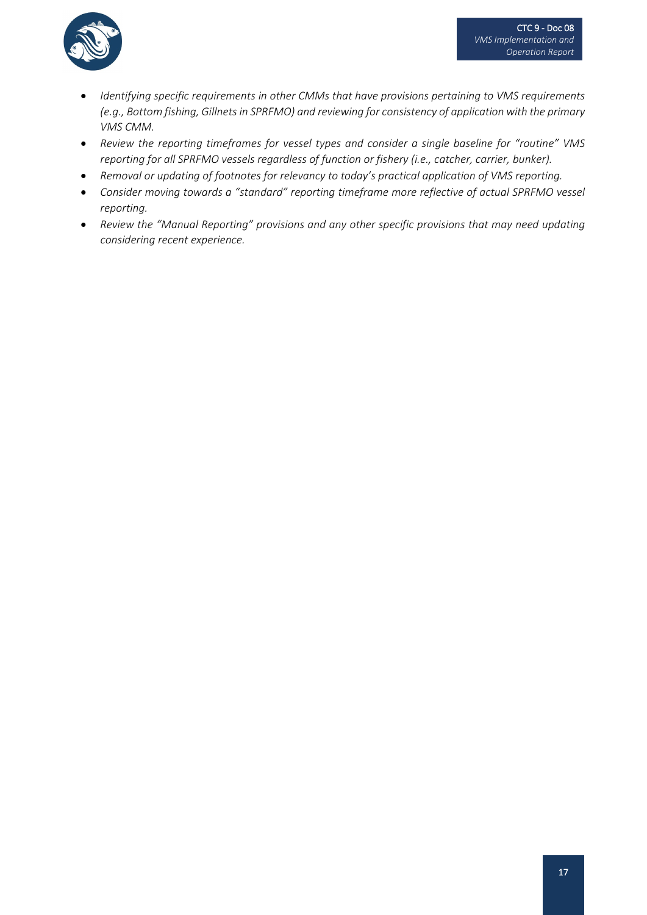- *Identifying specific requirements in other CMMs that have provisions pertaining to VMS requirements (e.g., Bottom fishing, Gillnets in SPRFMO) and reviewing for consistency of application with the primary VMS CMM.*
- *Review the reporting timeframes for vessel types and consider a single baseline for "routine" VMS reporting for all SPRFMO vessels regardless of function or fishery (i.e., catcher, carrier, bunker).*
- *Removal or updating of footnotes for relevancy to today's practical application of VMS reporting.*
- *Consider moving towards a "standard" reporting timeframe more reflective of actual SPRFMO vessel reporting.*
- *Review the "Manual Reporting" provisions and any other specific provisions that may need updating considering recent experience.*